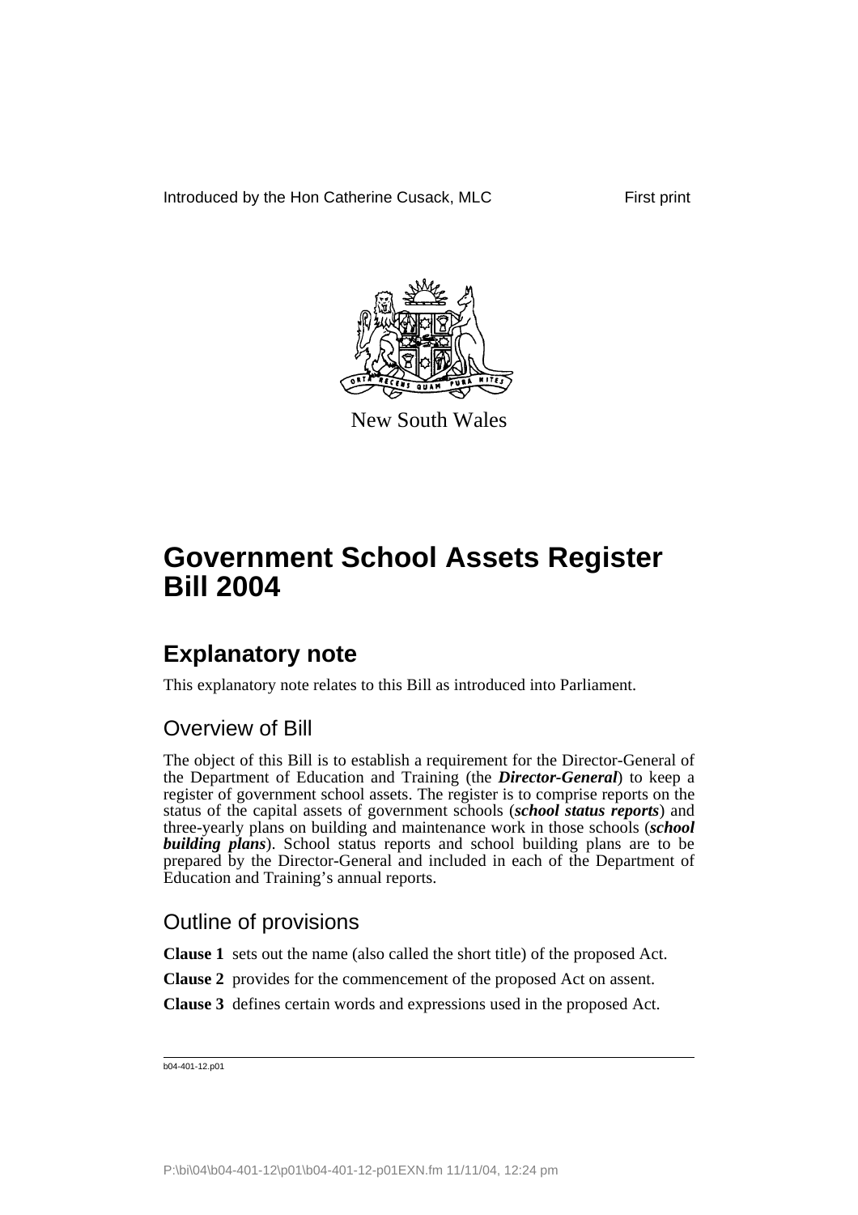Introduced by the Hon Catherine Cusack, MLC First print

New South Wales

# Government School Assets Register Bill 2004

## Explanatory note

This explanatory note relates to this Bill as introduced into Parliament.

### Overview of Bill

The object of this Bill is to establish a requirement for the Director-General of the Department of Education and Training (the ***Director-General***) to keep a register of government school assets. The register is to comprise reports on the status of the capital assets of government schools (***school status reports***) and three-yearly plans on building and maintenance work in those schools (***school building plans***). School status reports and school building plans are to be prepared by the Director-General and included in each of the Department of Education and Training's annual reports.

### Outline of provisions

**Clause 1** sets out the name (also called the short title) of the proposed Act.

**Clause 2** provides for the commencement of the proposed Act on assent.

**Clause 3** defines certain words and expressions used in the proposed Act.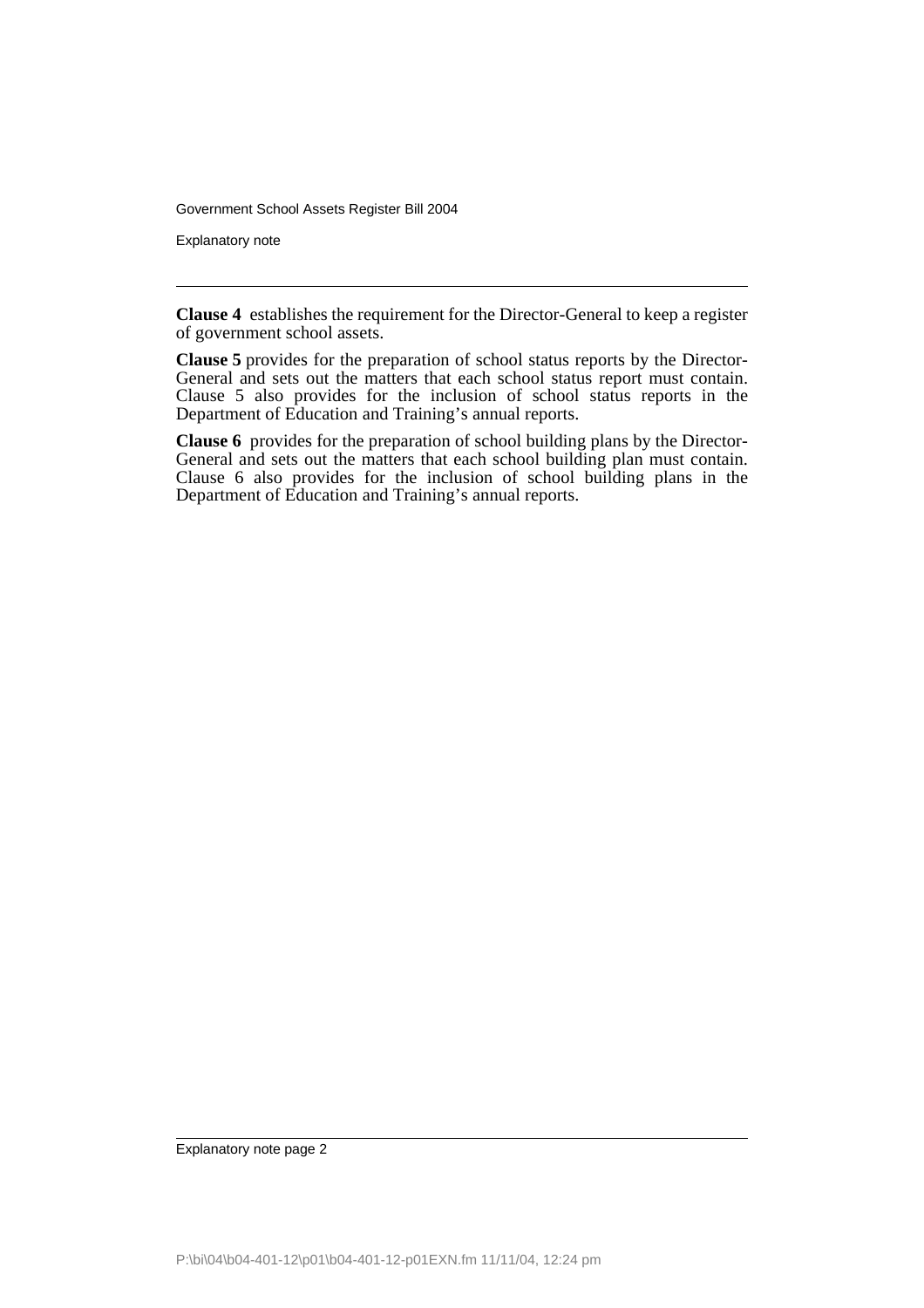**Clause 4** establishes the requirement for the Director-General to keep a register of government school assets.

**Clause 5** provides for the preparation of school status reports by the Director-General and sets out the matters that each school status report must contain. Clause 5 also provides for the inclusion of school status reports in the Department of Education and Training's annual reports.

**Clause 6** provides for the preparation of school building plans by the Director-General and sets out the matters that each school building plan must contain. Clause 6 also provides for the inclusion of school building plans in the Department of Education and Training's annual reports.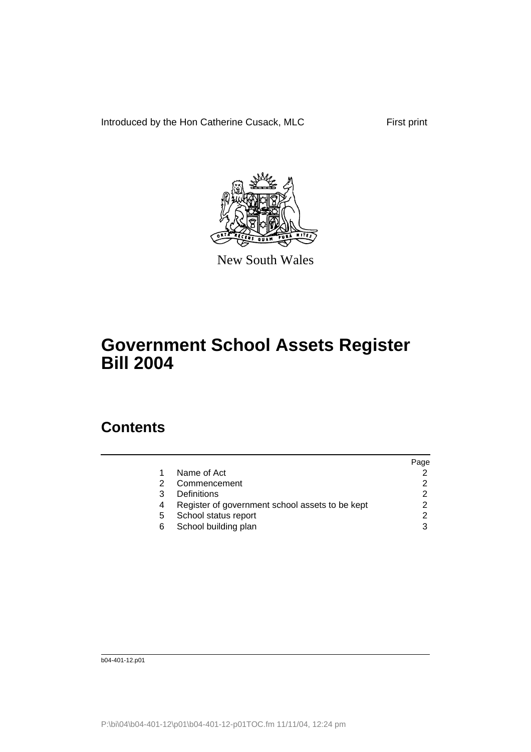Introduced by the Hon Catherine Cusack, MLC

First print

New South Wales

# Government School Assets Register Bill 2004

## Contents

| | | Page |
|---|---|---|
| 1 | Name of Act | 2 |
| 2 | Commencement | 2 |
| 3 | Definitions | 2 |
| 4 | Register of government school assets to be kept | 2 |
| 5 | School status report | 2 |
| 6 | School building plan | 3 |

b04-401-12.p01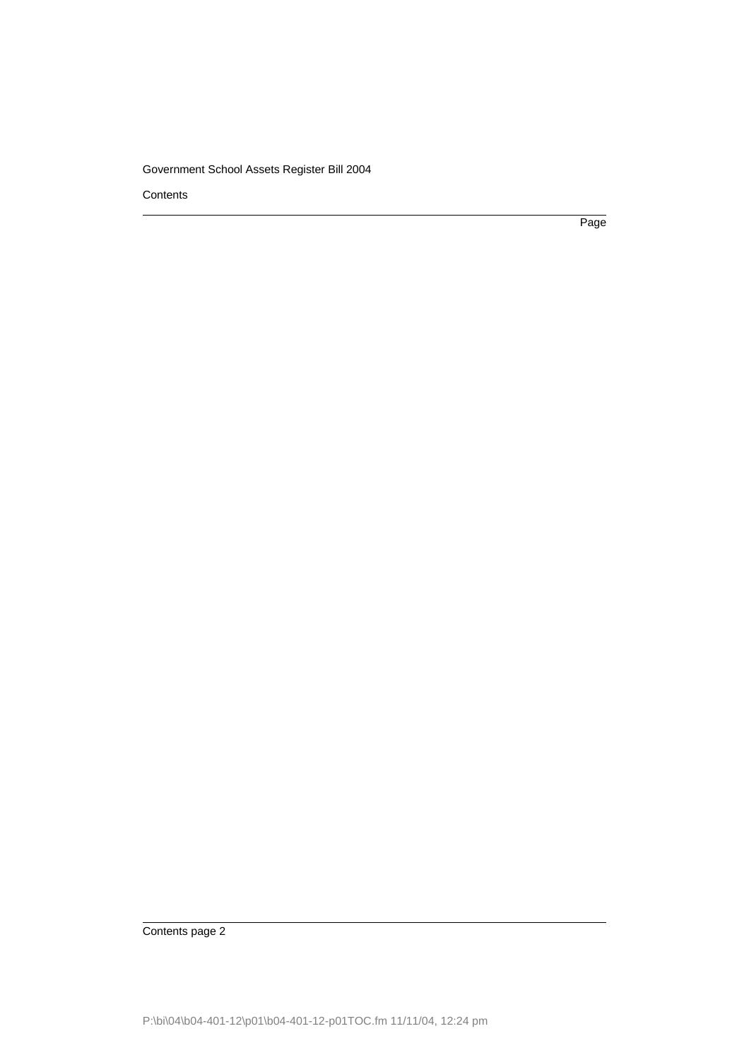Contents

Page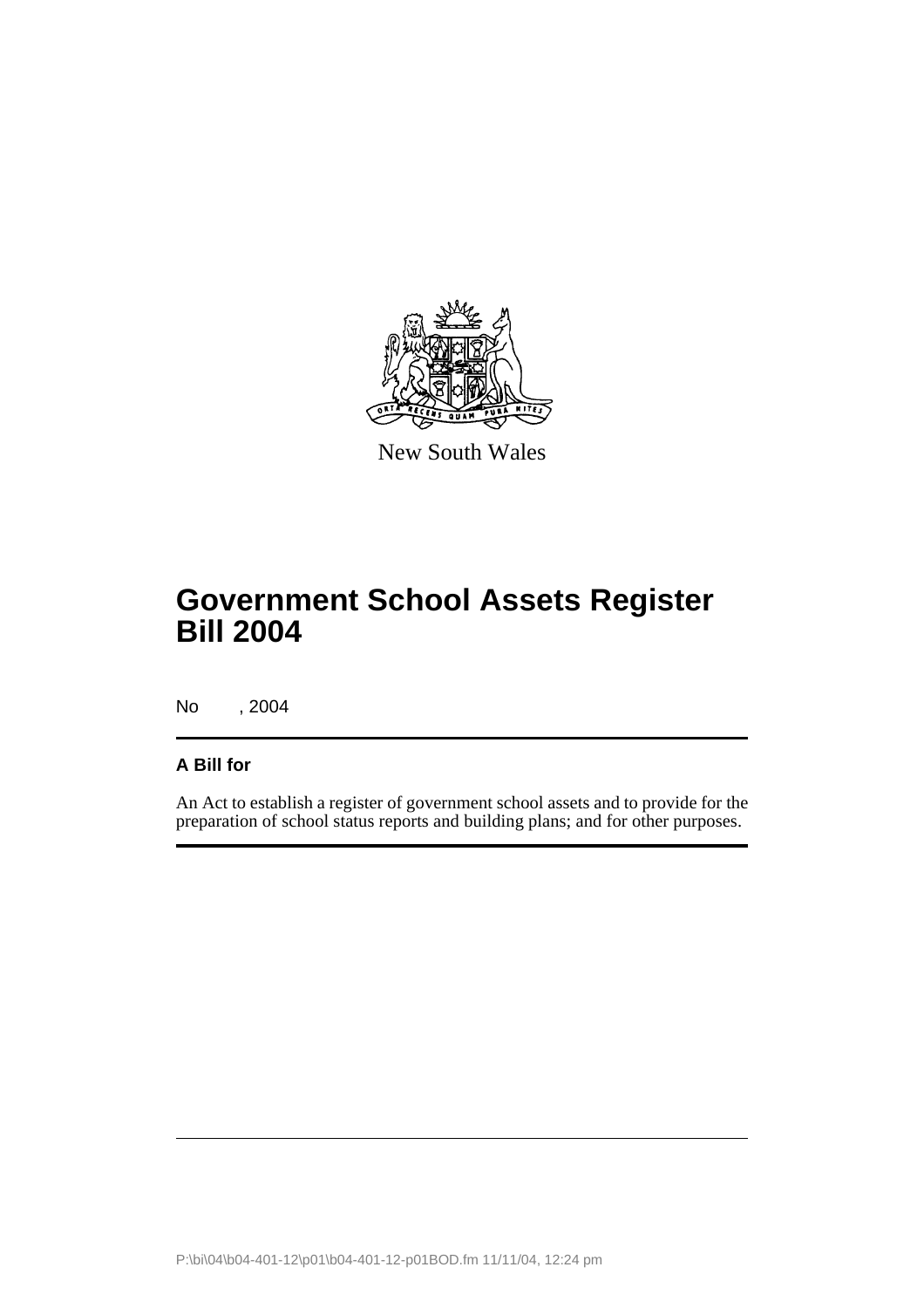New South Wales

# Government School Assets Register Bill 2004

No , 2004

**A Bill for**

An Act to establish a register of government school assets and to provide for the preparation of school status reports and building plans; and for other purposes.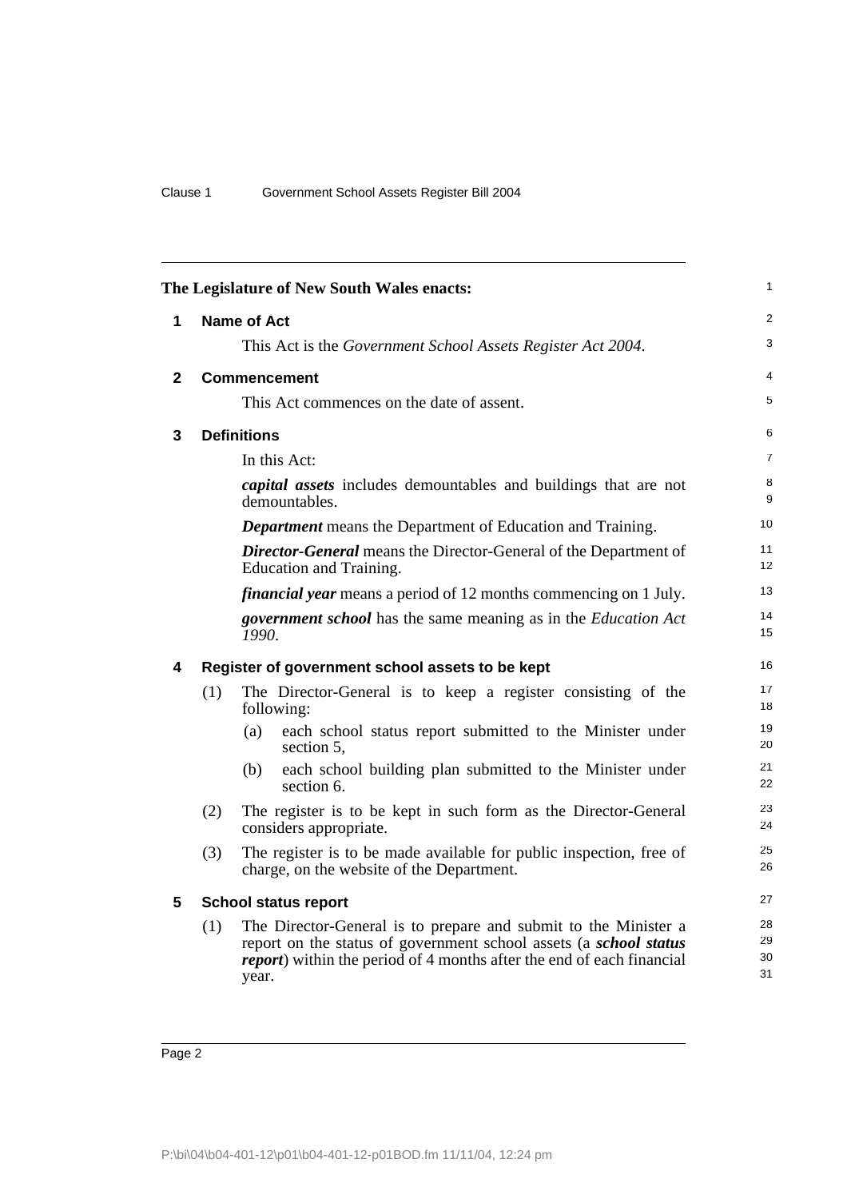The Legislature of New South Wales enacts:

## 1 Name of Act

This Act is the *Government School Assets Register Act 2004*.

## 2 Commencement

This Act commences on the date of assent.

## 3 Definitions

In this Act:

***capital assets*** includes demountables and buildings that are not demountables.

***Department*** means the Department of Education and Training.

***Director-General*** means the Director-General of the Department of Education and Training.

***financial year*** means a period of 12 months commencing on 1 July.

***government school*** has the same meaning as in the *Education Act 1990*.

## 4 Register of government school assets to be kept

(1) The Director-General is to keep a register consisting of the following:

(a) each school status report submitted to the Minister under section 5,

(b) each school building plan submitted to the Minister under section 6.

(2) The register is to be kept in such form as the Director-General considers appropriate.

(3) The register is to be made available for public inspection, free of charge, on the website of the Department.

## 5 School status report

(1) The Director-General is to prepare and submit to the Minister a report on the status of government school assets (a ***school status report***) within the period of 4 months after the end of each financial year.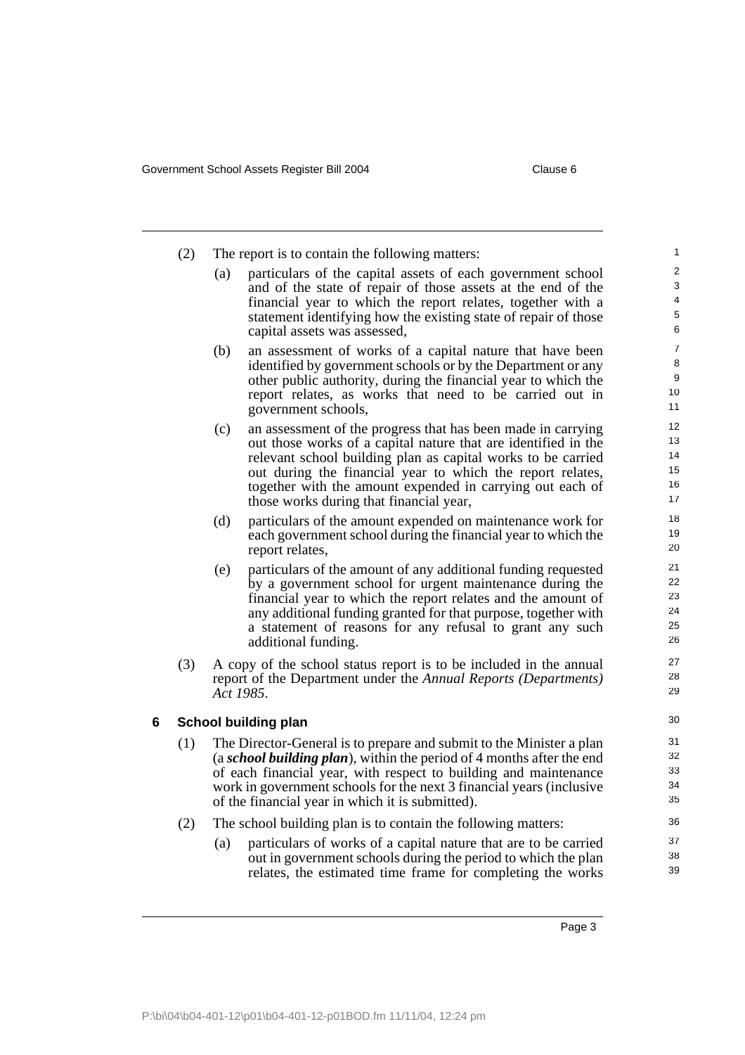(2) The report is to contain the following matters:

(a) particulars of the capital assets of each government school and of the state of repair of those assets at the end of the financial year to which the report relates, together with a statement identifying how the existing state of repair of those capital assets was assessed,

(b) an assessment of works of a capital nature that have been identified by government schools or by the Department or any other public authority, during the financial year to which the report relates, as works that need to be carried out in government schools,

(c) an assessment of the progress that has been made in carrying out those works of a capital nature that are identified in the relevant school building plan as capital works to be carried out during the financial year to which the report relates, together with the amount expended in carrying out each of those works during that financial year,

(d) particulars of the amount expended on maintenance work for each government school during the financial year to which the report relates,

(e) particulars of the amount of any additional funding requested by a government school for urgent maintenance during the financial year to which the report relates and the amount of any additional funding granted for that purpose, together with a statement of reasons for any refusal to grant any such additional funding.

(3) A copy of the school status report is to be included in the annual report of the Department under the *Annual Reports (Departments) Act 1985*.

## 6 School building plan

(1) The Director-General is to prepare and submit to the Minister a plan (a ***school building plan***), within the period of 4 months after the end of each financial year, with respect to building and maintenance work in government schools for the next 3 financial years (inclusive of the financial year in which it is submitted).

(2) The school building plan is to contain the following matters:

(a) particulars of works of a capital nature that are to be carried out in government schools during the period to which the plan relates, the estimated time frame for completing the works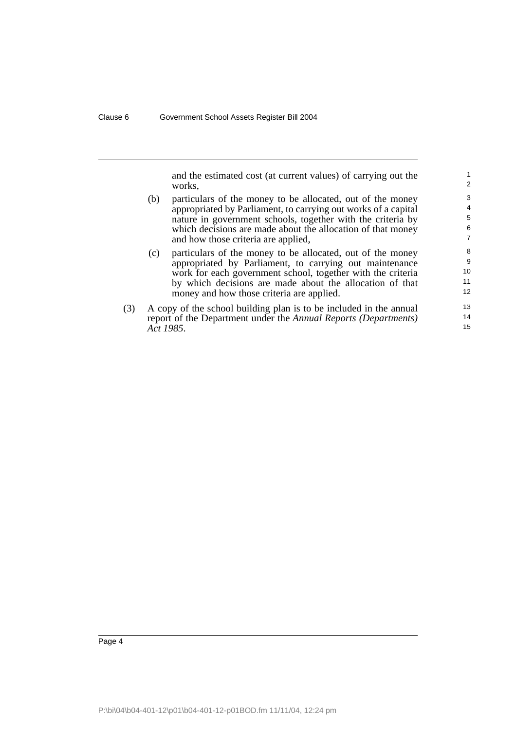and the estimated cost (at current values) of carrying out the works,

(b) particulars of the money to be allocated, out of the money appropriated by Parliament, to carrying out works of a capital nature in government schools, together with the criteria by which decisions are made about the allocation of that money and how those criteria are applied,

(c) particulars of the money to be allocated, out of the money appropriated by Parliament, to carrying out maintenance work for each government school, together with the criteria by which decisions are made about the allocation of that money and how those criteria are applied.

(3) A copy of the school building plan is to be included in the annual report of the Department under the *Annual Reports (Departments) Act 1985*.